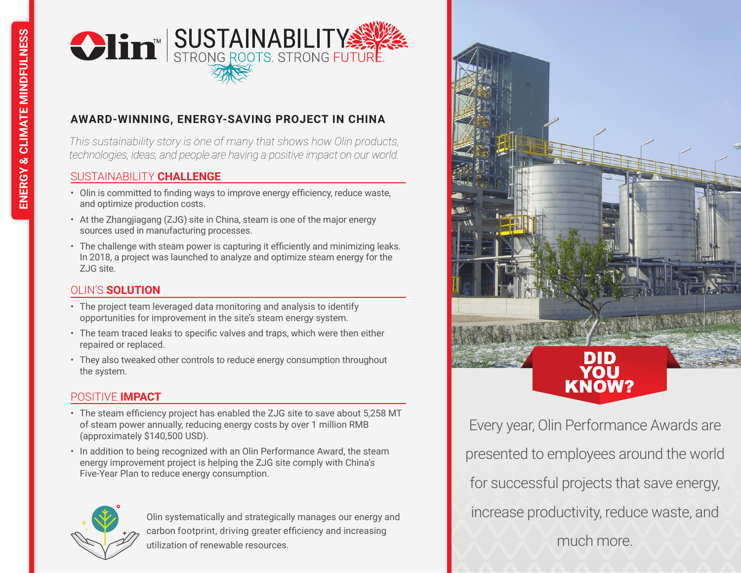ENERGY & CLIMATE MINDFULNESS

Olin™ | SUSTAINABILITY

STRONG ROOTS. STRONG FUTURE.

## AWARD-WINNING, ENERGY-SAVING PROJECT IN CHINA

*This sustainability story is one of many that shows how Olin products, technologies, ideas, and people are having a positive impact on our world.*

### SUSTAINABILITY CHALLENGE

- Olin is committed to finding ways to improve energy efficiency, reduce waste, and optimize production costs.
- At the Zhangjiagang (ZJG) site in China, steam is one of the major energy sources used in manufacturing processes.
- The challenge with steam power is capturing it efficiently and minimizing leaks. In 2018, a project was launched to analyze and optimize steam energy for the ZJG site.

### OLIN'S SOLUTION

- The project team leveraged data monitoring and analysis to identify opportunities for improvement in the site's steam energy system.
- The team traced leaks to specific valves and traps, which were then either repaired or replaced.
- They also tweaked other controls to reduce energy consumption throughout the system.

### POSITIVE IMPACT

- The steam efficiency project has enabled the ZJG site to save about 5,258 MT of steam power annually, reducing energy costs by over 1 million RMB (approximately $140,500 USD).
- In addition to being recognized with an Olin Performance Award, the steam energy improvement project is helping the ZJG site comply with China's Five-Year Plan to reduce energy consumption.

Olin systematically and strategically manages our energy and carbon footprint, driving greater efficiency and increasing utilization of renewable resources.

## DID YOU KNOW?

Every year, Olin Performance Awards are presented to employees around the world for successful projects that save energy, increase productivity, reduce waste, and much more.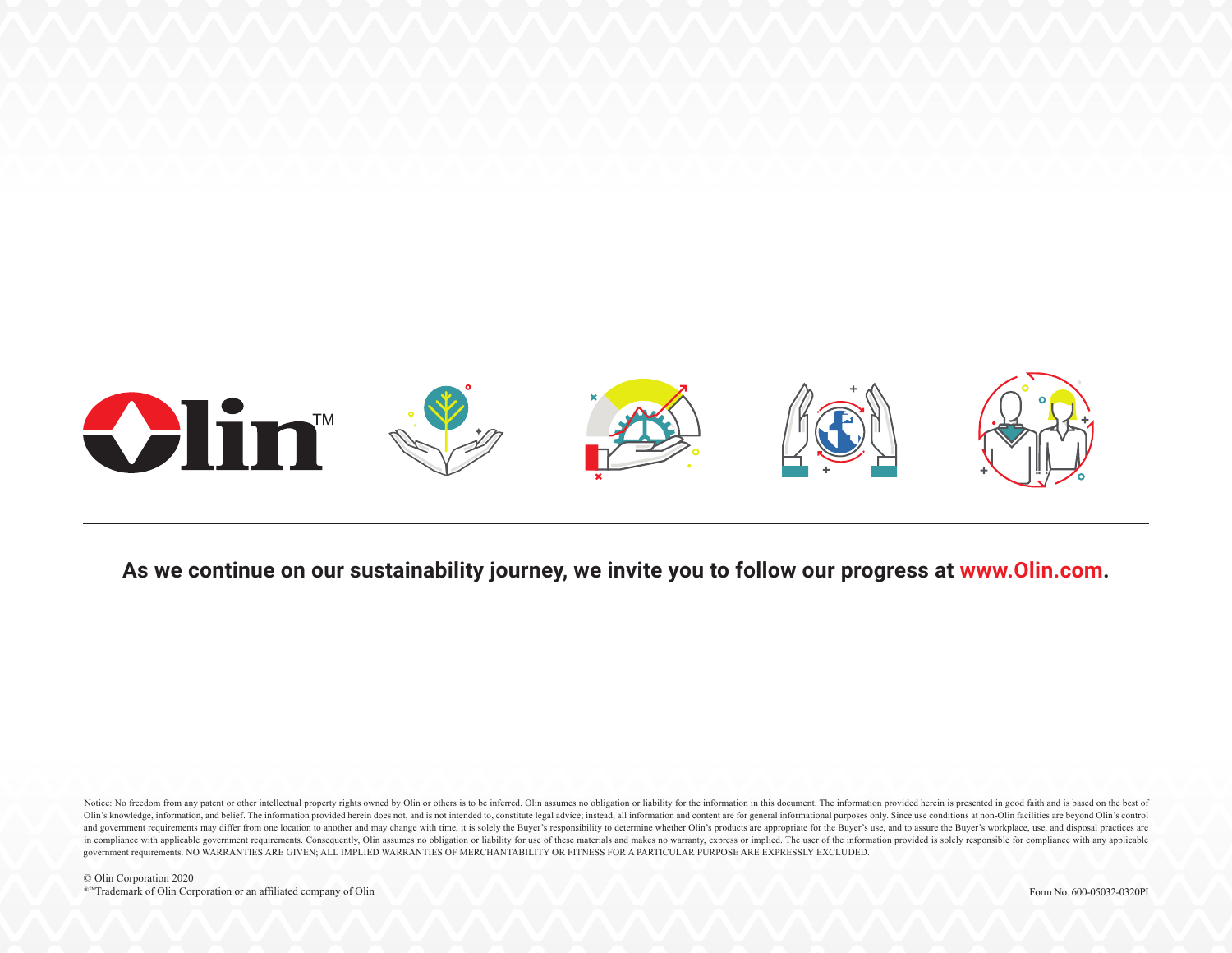**As we continue on our sustainability journey, we invite you to follow our progress at www.Olin.com.**

Notice: No freedom from any patent or other intellectual property rights owned by Olin or others is to be inferred. Olin assumes no obligation or liability for the information in this document. The information provided herein is presented in good faith and is based on the best of Olin's knowledge, information, and belief. The information provided herein does not, and is not intended to, constitute legal advice; instead, all information and content are for general informational purposes only. Since use conditions at non-Olin facilities are beyond Olin's control and government requirements may differ from one location to another and may change with time, it is solely the Buyer's responsibility to determine whether Olin's products are appropriate for the Buyer's use, and to assure the Buyer's workplace, use, and disposal practices are in compliance with applicable government requirements. Consequently, Olin assumes no obligation or liability for use of these materials and makes no warranty, express or implied. The user of the information provided is solely responsible for compliance with any applicable government requirements. NO WARRANTIES ARE GIVEN; ALL IMPLIED WARRANTIES OF MERCHANTABILITY OR FITNESS FOR A PARTICULAR PURPOSE ARE EXPRESSLY EXCLUDED.

© Olin Corporation 2020

®™Trademark of Olin Corporation or an affiliated company of Olin

Form No. 600-05032-0320PI